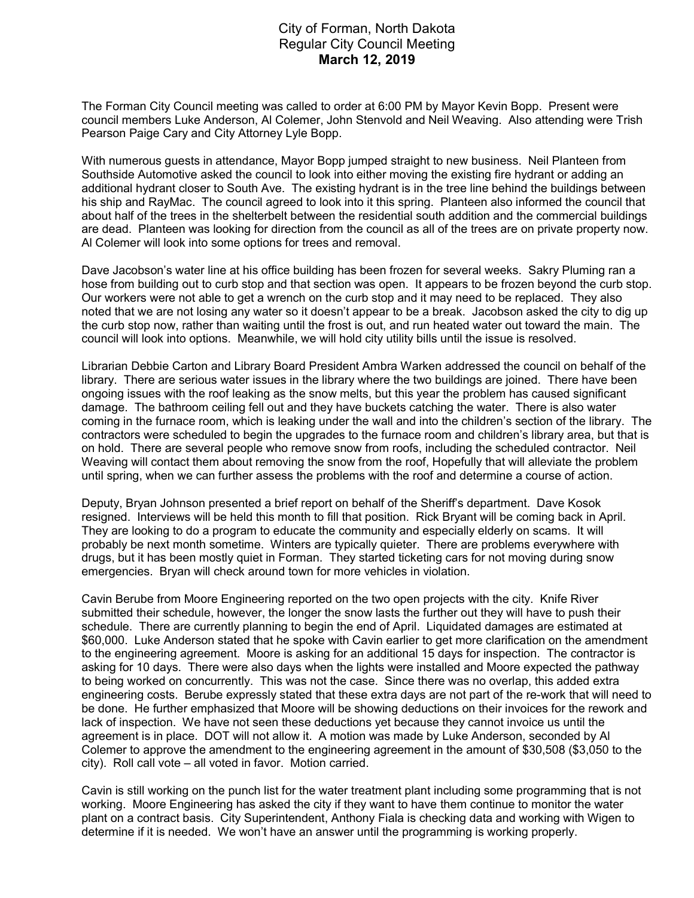# City of Forman, North Dakota
## Regular City Council Meeting
**March 12, 2019**

The Forman City Council meeting was called to order at 6:00 PM by Mayor Kevin Bopp. Present were council members Luke Anderson, Al Colemer, John Stenvold and Neil Weaving. Also attending were Trish Pearson Paige Cary and City Attorney Lyle Bopp.

With numerous guests in attendance, Mayor Bopp jumped straight to new business. Neil Planteen from Southside Automotive asked the council to look into either moving the existing fire hydrant or adding an additional hydrant closer to South Ave. The existing hydrant is in the tree line behind the buildings between his ship and RayMac. The council agreed to look into it this spring. Planteen also informed the council that about half of the trees in the shelterbelt between the residential south addition and the commercial buildings are dead. Planteen was looking for direction from the council as all of the trees are on private property now. Al Colemer will look into some options for trees and removal.

Dave Jacobson's water line at his office building has been frozen for several weeks. Sakry Pluming ran a hose from building out to curb stop and that section was open. It appears to be frozen beyond the curb stop. Our workers were not able to get a wrench on the curb stop and it may need to be replaced. They also noted that we are not losing any water so it doesn't appear to be a break. Jacobson asked the city to dig up the curb stop now, rather than waiting until the frost is out, and run heated water out toward the main. The council will look into options. Meanwhile, we will hold city utility bills until the issue is resolved.

Librarian Debbie Carton and Library Board President Ambra Warken addressed the council on behalf of the library. There are serious water issues in the library where the two buildings are joined. There have been ongoing issues with the roof leaking as the snow melts, but this year the problem has caused significant damage. The bathroom ceiling fell out and they have buckets catching the water. There is also water coming in the furnace room, which is leaking under the wall and into the children's section of the library. The contractors were scheduled to begin the upgrades to the furnace room and children's library area, but that is on hold. There are several people who remove snow from roofs, including the scheduled contractor. Neil Weaving will contact them about removing the snow from the roof, Hopefully that will alleviate the problem until spring, when we can further assess the problems with the roof and determine a course of action.

Deputy, Bryan Johnson presented a brief report on behalf of the Sheriff's department. Dave Kosok resigned. Interviews will be held this month to fill that position. Rick Bryant will be coming back in April. They are looking to do a program to educate the community and especially elderly on scams. It will probably be next month sometime. Winters are typically quieter. There are problems everywhere with drugs, but it has been mostly quiet in Forman. They started ticketing cars for not moving during snow emergencies. Bryan will check around town for more vehicles in violation.

Cavin Berube from Moore Engineering reported on the two open projects with the city. Knife River submitted their schedule, however, the longer the snow lasts the further out they will have to push their schedule. There are currently planning to begin the end of April. Liquidated damages are estimated at $60,000. Luke Anderson stated that he spoke with Cavin earlier to get more clarification on the amendment to the engineering agreement. Moore is asking for an additional 15 days for inspection. The contractor is asking for 10 days. There were also days when the lights were installed and Moore expected the pathway to being worked on concurrently. This was not the case. Since there was no overlap, this added extra engineering costs. Berube expressly stated that these extra days are not part of the re-work that will need to be done. He further emphasized that Moore will be showing deductions on their invoices for the rework and lack of inspection. We have not seen these deductions yet because they cannot invoice us until the agreement is in place. DOT will not allow it. A motion was made by Luke Anderson, seconded by Al Colemer to approve the amendment to the engineering agreement in the amount of $30,508 ($3,050 to the city). Roll call vote – all voted in favor. Motion carried.

Cavin is still working on the punch list for the water treatment plant including some programming that is not working. Moore Engineering has asked the city if they want to have them continue to monitor the water plant on a contract basis. City Superintendent, Anthony Fiala is checking data and working with Wigen to determine if it is needed. We won't have an answer until the programming is working properly.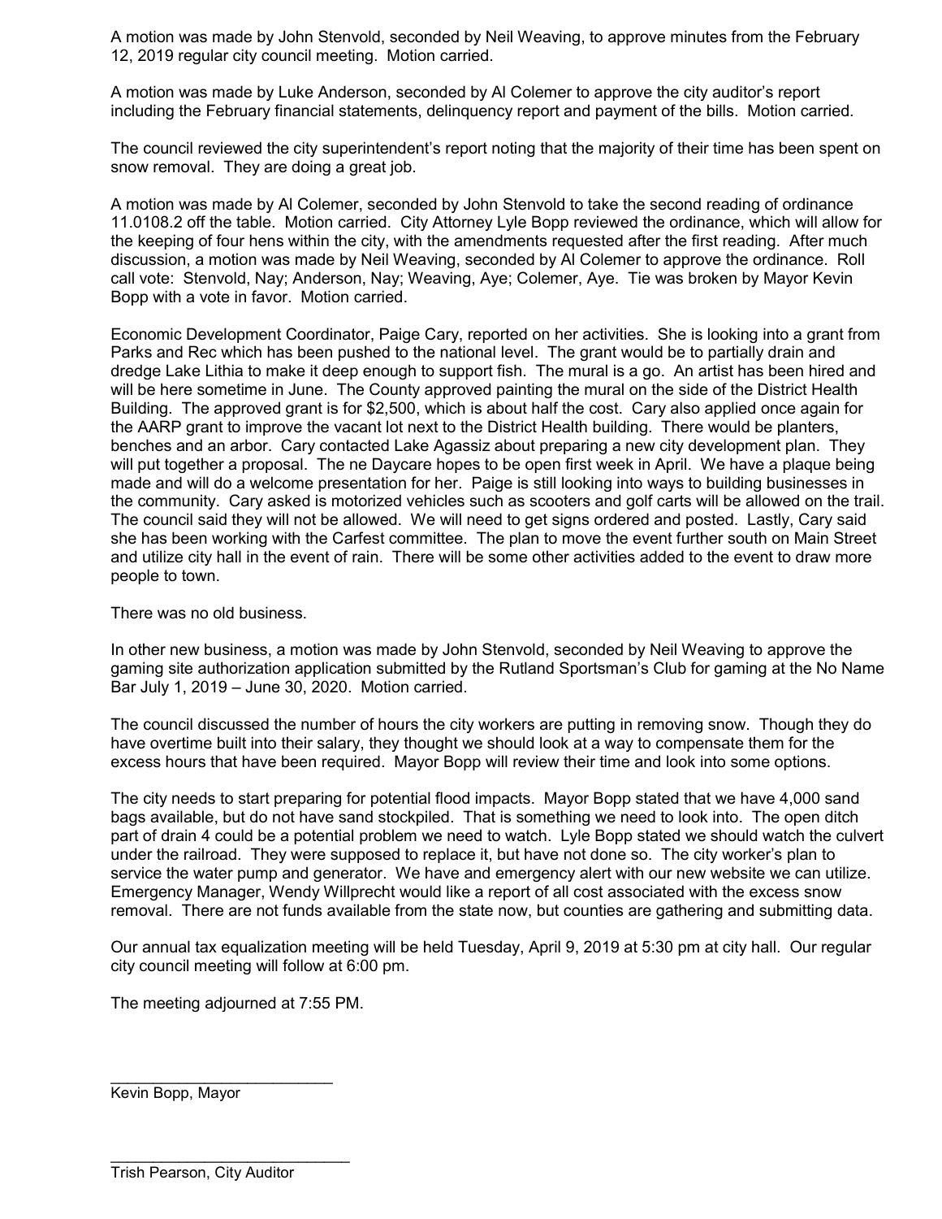A motion was made by John Stenvold, seconded by Neil Weaving, to approve minutes from the February 12, 2019 regular city council meeting. Motion carried.

A motion was made by Luke Anderson, seconded by Al Colemer to approve the city auditor's report including the February financial statements, delinquency report and payment of the bills. Motion carried.

The council reviewed the city superintendent's report noting that the majority of their time has been spent on snow removal. They are doing a great job.

A motion was made by Al Colemer, seconded by John Stenvold to take the second reading of ordinance 11.0108.2 off the table. Motion carried. City Attorney Lyle Bopp reviewed the ordinance, which will allow for the keeping of four hens within the city, with the amendments requested after the first reading. After much discussion, a motion was made by Neil Weaving, seconded by Al Colemer to approve the ordinance. Roll call vote: Stenvold, Nay; Anderson, Nay; Weaving, Aye; Colemer, Aye. Tie was broken by Mayor Kevin Bopp with a vote in favor. Motion carried.

Economic Development Coordinator, Paige Cary, reported on her activities. She is looking into a grant from Parks and Rec which has been pushed to the national level. The grant would be to partially drain and dredge Lake Lithia to make it deep enough to support fish. The mural is a go. An artist has been hired and will be here sometime in June. The County approved painting the mural on the side of the District Health Building. The approved grant is for $2,500, which is about half the cost. Cary also applied once again for the AARP grant to improve the vacant lot next to the District Health building. There would be planters, benches and an arbor. Cary contacted Lake Agassiz about preparing a new city development plan. They will put together a proposal. The ne Daycare hopes to be open first week in April. We have a plaque being made and will do a welcome presentation for her. Paige is still looking into ways to building businesses in the community. Cary asked is motorized vehicles such as scooters and golf carts will be allowed on the trail. The council said they will not be allowed. We will need to get signs ordered and posted. Lastly, Cary said she has been working with the Carfest committee. The plan to move the event further south on Main Street and utilize city hall in the event of rain. There will be some other activities added to the event to draw more people to town.

There was no old business.

In other new business, a motion was made by John Stenvold, seconded by Neil Weaving to approve the gaming site authorization application submitted by the Rutland Sportsman's Club for gaming at the No Name Bar July 1, 2019 – June 30, 2020. Motion carried.

The council discussed the number of hours the city workers are putting in removing snow. Though they do have overtime built into their salary, they thought we should look at a way to compensate them for the excess hours that have been required. Mayor Bopp will review their time and look into some options.

The city needs to start preparing for potential flood impacts. Mayor Bopp stated that we have 4,000 sand bags available, but do not have sand stockpiled. That is something we need to look into. The open ditch part of drain 4 could be a potential problem we need to watch. Lyle Bopp stated we should watch the culvert under the railroad. They were supposed to replace it, but have not done so. The city worker's plan to service the water pump and generator. We have and emergency alert with our new website we can utilize. Emergency Manager, Wendy Willprecht would like a report of all cost associated with the excess snow removal. There are not funds available from the state now, but counties are gathering and submitting data.

Our annual tax equalization meeting will be held Tuesday, April 9, 2019 at 5:30 pm at city hall. Our regular city council meeting will follow at 6:00 pm.

The meeting adjourned at 7:55 PM.

\_\_\_\_\_\_\_\_\_\_\_\_\_\_\_\_\_\_\_\_\_\_\_\_\_\_
Kevin Bopp, Mayor

\_\_\_\_\_\_\_\_\_\_\_\_\_\_\_\_\_\_\_\_\_\_\_\_\_\_\_\_
Trish Pearson, City Auditor